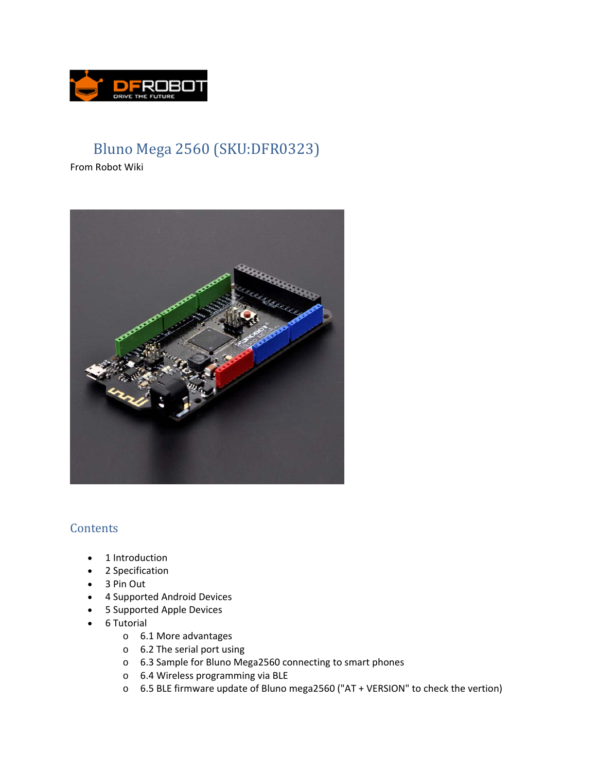# Bluno Mega 2560 (SKU:DFR0323)

From Robot Wiki

## Contents

- 1 Introduction
- 2 Specification
- 3 Pin Out
- 4 Supported Android Devices
- 5 Supported Apple Devices
- 6 Tutorial
  - 6.1 More advantages
  - 6.2 The serial port using
  - 6.3 Sample for Bluno Mega2560 connecting to smart phones
  - 6.4 Wireless programming via BLE
  - 6.5 BLE firmware update of Bluno mega2560 ("AT + VERSION" to check the vertion)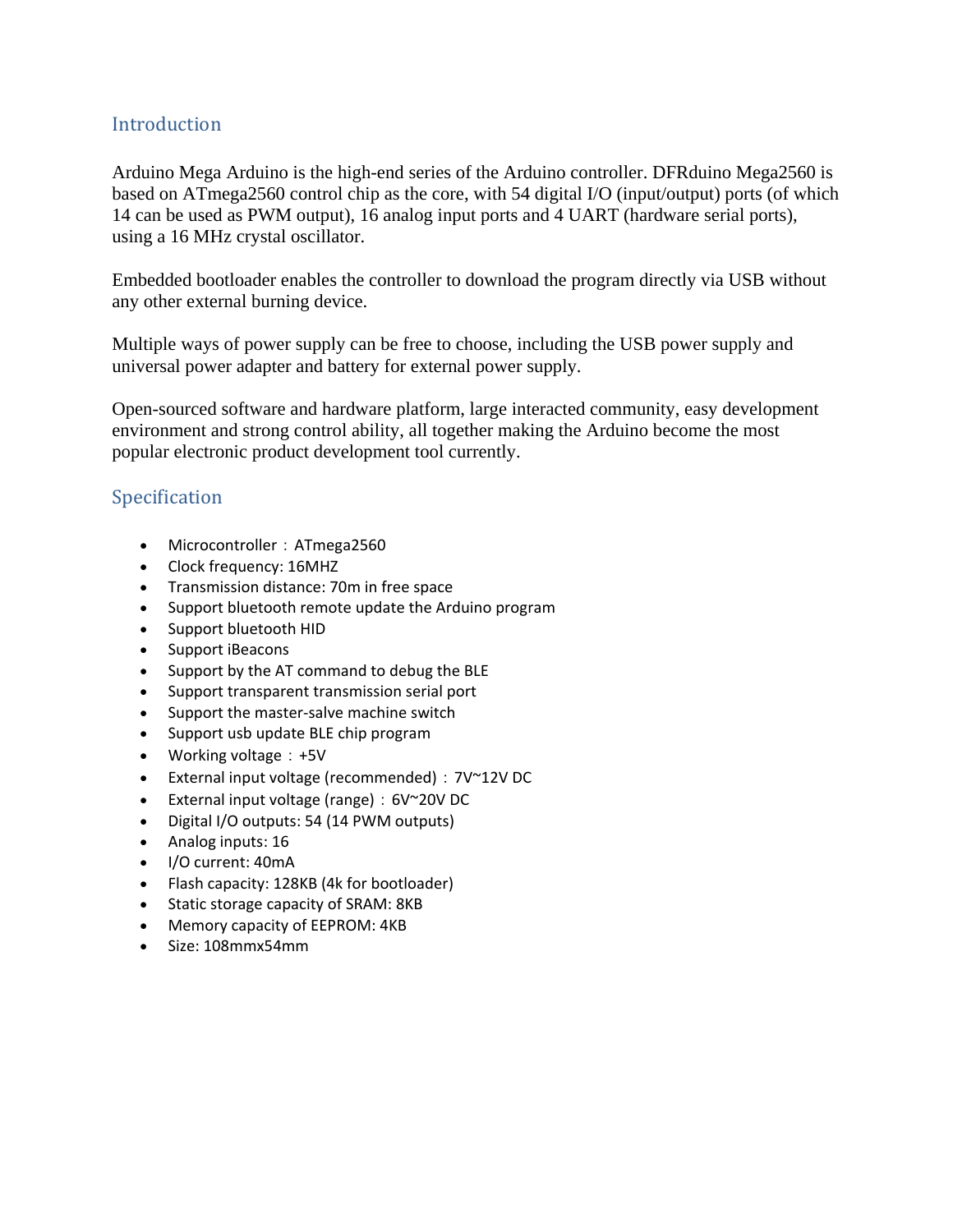## Introduction

Arduino Mega Arduino is the high-end series of the Arduino controller. DFRduino Mega2560 is based on ATmega2560 control chip as the core, with 54 digital I/O (input/output) ports (of which 14 can be used as PWM output), 16 analog input ports and 4 UART (hardware serial ports), using a 16 MHz crystal oscillator.

Embedded bootloader enables the controller to download the program directly via USB without any other external burning device.

Multiple ways of power supply can be free to choose, including the USB power supply and universal power adapter and battery for external power supply.

Open-sourced software and hardware platform, large interacted community, easy development environment and strong control ability, all together making the Arduino become the most popular electronic product development tool currently.

## Specification

- Microcontroller：ATmega2560
- Clock frequency: 16MHZ
- Transmission distance: 70m in free space
- Support bluetooth remote update the Arduino program
- Support bluetooth HID
- Support iBeacons
- Support by the AT command to debug the BLE
- Support transparent transmission serial port
- Support the master-salve machine switch
- Support usb update BLE chip program
- Working voltage：+5V
- External input voltage (recommended)：7V~12V DC
- External input voltage (range)：6V~20V DC
- Digital I/O outputs: 54 (14 PWM outputs)
- Analog inputs: 16
- I/O current: 40mA
- Flash capacity: 128KB (4k for bootloader)
- Static storage capacity of SRAM: 8KB
- Memory capacity of EEPROM: 4KB
- Size: 108mmx54mm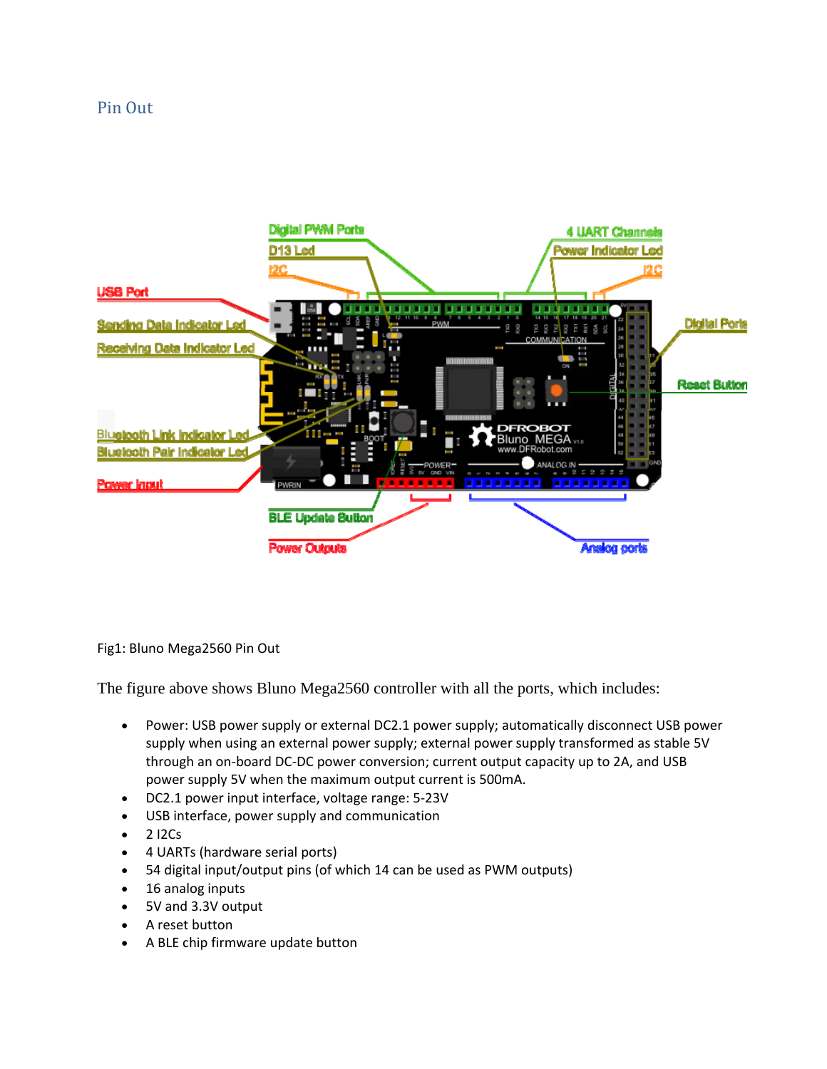## Pin Out

Fig1: Bluno Mega2560 Pin Out

The figure above shows Bluno Mega2560 controller with all the ports, which includes:

- Power: USB power supply or external DC2.1 power supply; automatically disconnect USB power supply when using an external power supply; external power supply transformed as stable 5V through an on-board DC-DC power conversion; current output capacity up to 2A, and USB power supply 5V when the maximum output current is 500mA.
- DC2.1 power input interface, voltage range: 5-23V
- USB interface, power supply and communication
- 2 I2Cs
- 4 UARTs (hardware serial ports)
- 54 digital input/output pins (of which 14 can be used as PWM outputs)
- 16 analog inputs
- 5V and 3.3V output
- A reset button
- A BLE chip firmware update button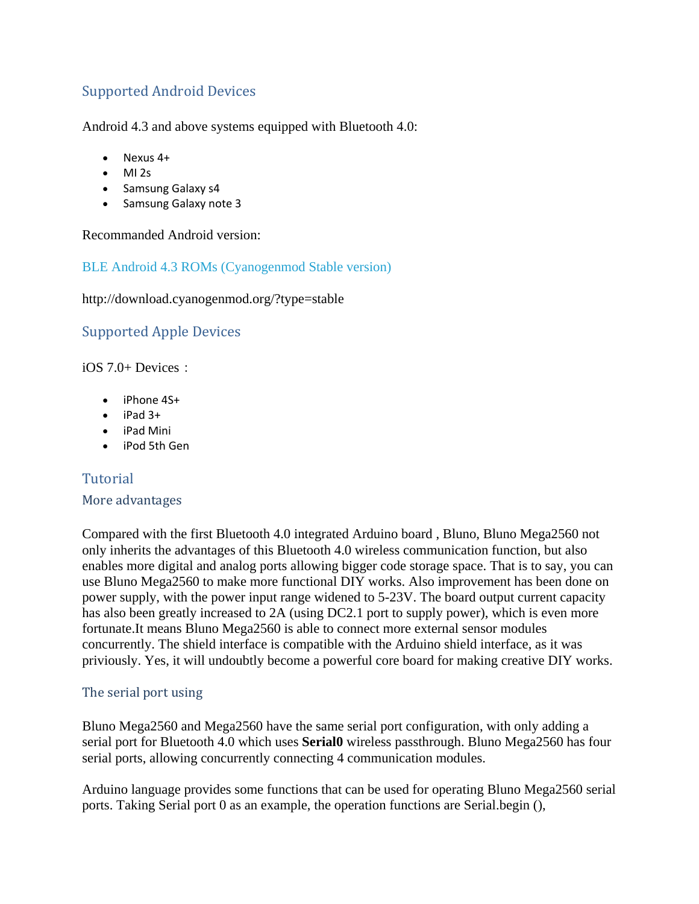## Supported Android Devices

Android 4.3 and above systems equipped with Bluetooth 4.0:

- Nexus 4+
- MI 2s
- Samsung Galaxy s4
- Samsung Galaxy note 3

Recommanded Android version:

### BLE Android 4.3 ROMs (Cyanogenmod Stable version)

http://download.cyanogenmod.org/?type=stable

## Supported Apple Devices

iOS 7.0+ Devices：

- iPhone 4S+
- iPad 3+
- iPad Mini
- iPod 5th Gen

## Tutorial

### More advantages

Compared with the first Bluetooth 4.0 integrated Arduino board , Bluno, Bluno Mega2560 not only inherits the advantages of this Bluetooth 4.0 wireless communication function, but also enables more digital and analog ports allowing bigger code storage space. That is to say, you can use Bluno Mega2560 to make more functional DIY works. Also improvement has been done on power supply, with the power input range widened to 5-23V. The board output current capacity has also been greatly increased to 2A (using DC2.1 port to supply power), which is even more fortunate.It means Bluno Mega2560 is able to connect more external sensor modules concurrently. The shield interface is compatible with the Arduino shield interface, as it was priviously. Yes, it will undoubtly become a powerful core board for making creative DIY works.

### The serial port using

Bluno Mega2560 and Mega2560 have the same serial port configuration, with only adding a serial port for Bluetooth 4.0 which uses **Serial0** wireless passthrough. Bluno Mega2560 has four serial ports, allowing concurrently connecting 4 communication modules.

Arduino language provides some functions that can be used for operating Bluno Mega2560 serial ports. Taking Serial port 0 as an example, the operation functions are Serial.begin (),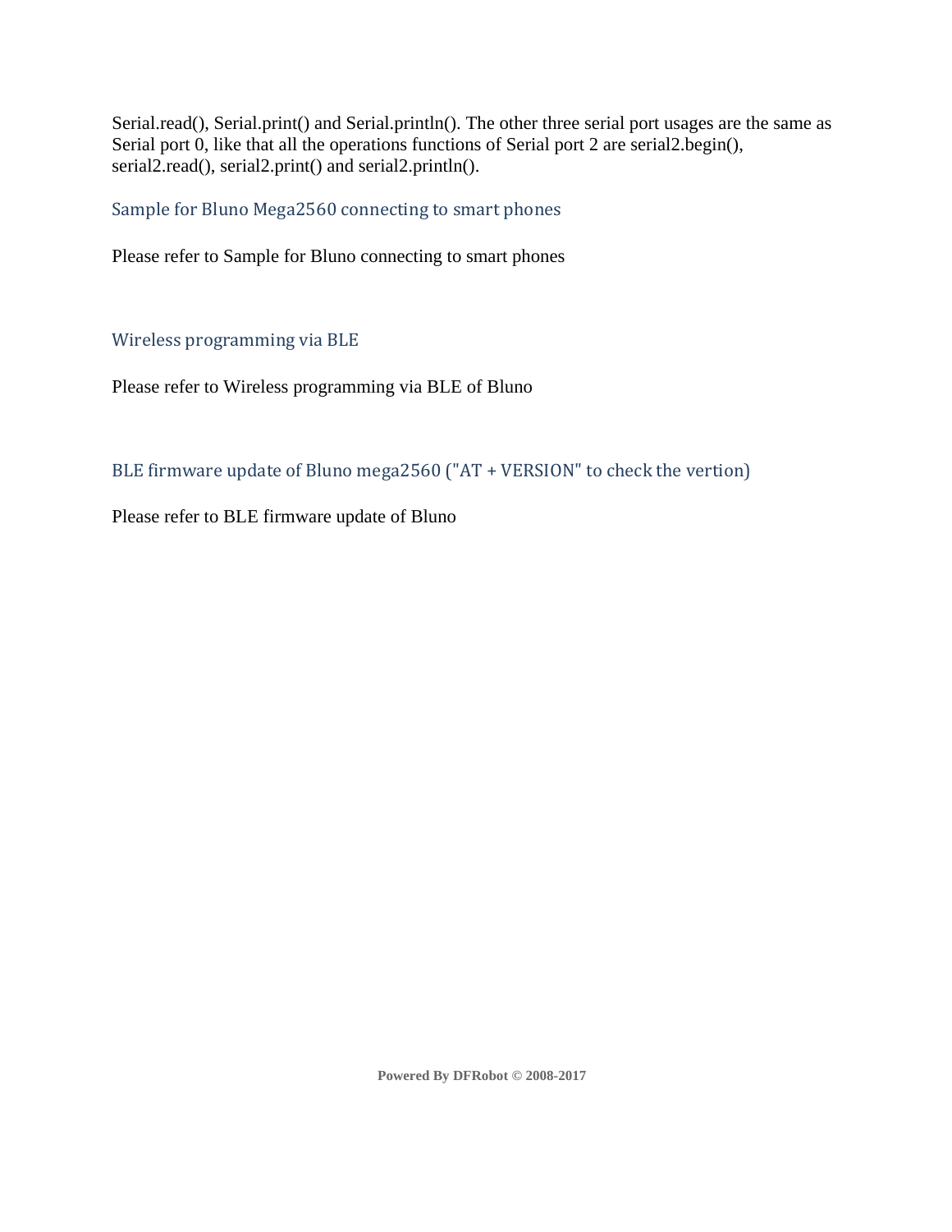Serial.read(), Serial.print() and Serial.println(). The other three serial port usages are the same as Serial port 0, like that all the operations functions of Serial port 2 are serial2.begin(), serial2.read(), serial2.print() and serial2.println().

## Sample for Bluno Mega2560 connecting to smart phones

Please refer to Sample for Bluno connecting to smart phones

## Wireless programming via BLE

Please refer to Wireless programming via BLE of Bluno

## BLE firmware update of Bluno mega2560 ("AT + VERSION" to check the vertion)

Please refer to BLE firmware update of Bluno